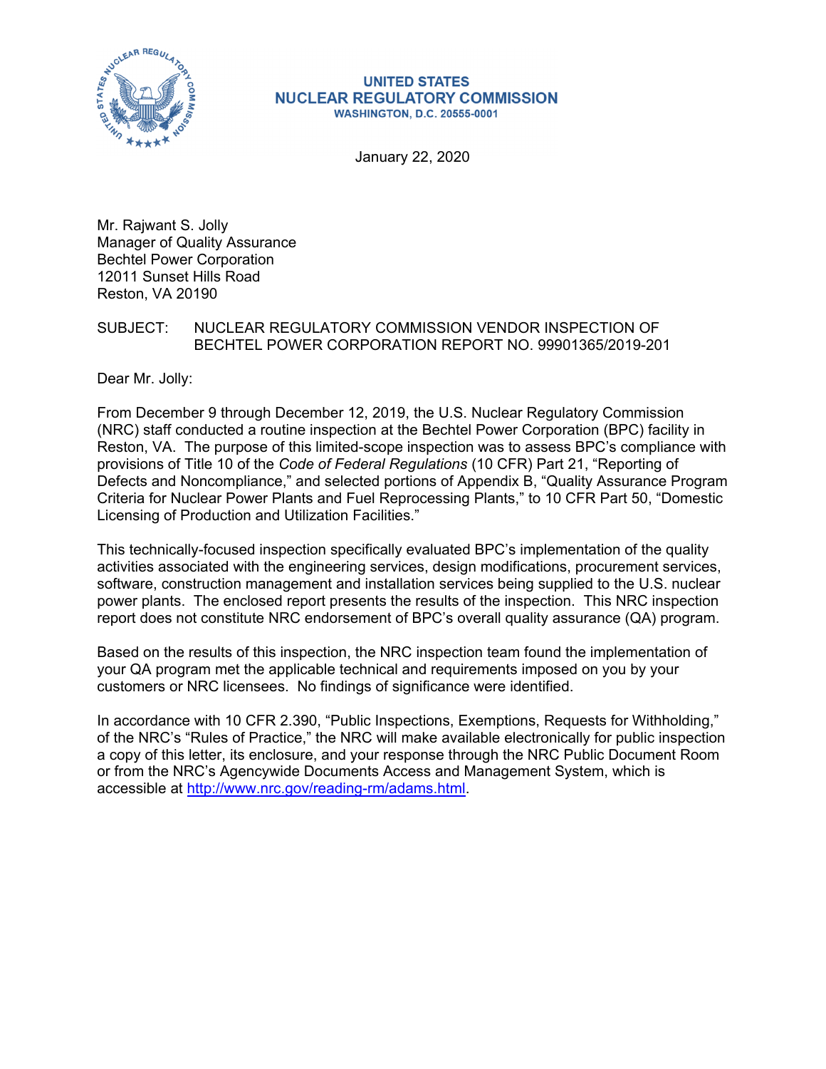**UNITED STATES**
**NUCLEAR REGULATORY COMMISSION**
**WASHINGTON, D.C. 20555-0001**

January 22, 2020

Mr. Rajwant S. Jolly
Manager of Quality Assurance
Bechtel Power Corporation
12011 Sunset Hills Road
Reston, VA 20190

SUBJECT: NUCLEAR REGULATORY COMMISSION VENDOR INSPECTION OF BECHTEL POWER CORPORATION REPORT NO. 99901365/2019-201

Dear Mr. Jolly:

From December 9 through December 12, 2019, the U.S. Nuclear Regulatory Commission (NRC) staff conducted a routine inspection at the Bechtel Power Corporation (BPC) facility in Reston, VA. The purpose of this limited-scope inspection was to assess BPC's compliance with provisions of Title 10 of the *Code of Federal Regulations* (10 CFR) Part 21, "Reporting of Defects and Noncompliance," and selected portions of Appendix B, "Quality Assurance Program Criteria for Nuclear Power Plants and Fuel Reprocessing Plants," to 10 CFR Part 50, "Domestic Licensing of Production and Utilization Facilities."

This technically-focused inspection specifically evaluated BPC's implementation of the quality activities associated with the engineering services, design modifications, procurement services, software, construction management and installation services being supplied to the U.S. nuclear power plants. The enclosed report presents the results of the inspection. This NRC inspection report does not constitute NRC endorsement of BPC's overall quality assurance (QA) program.

Based on the results of this inspection, the NRC inspection team found the implementation of your QA program met the applicable technical and requirements imposed on you by your customers or NRC licensees. No findings of significance were identified.

In accordance with 10 CFR 2.390, "Public Inspections, Exemptions, Requests for Withholding," of the NRC's "Rules of Practice," the NRC will make available electronically for public inspection a copy of this letter, its enclosure, and your response through the NRC Public Document Room or from the NRC's Agencywide Documents Access and Management System, which is accessible at http://www.nrc.gov/reading-rm/adams.html.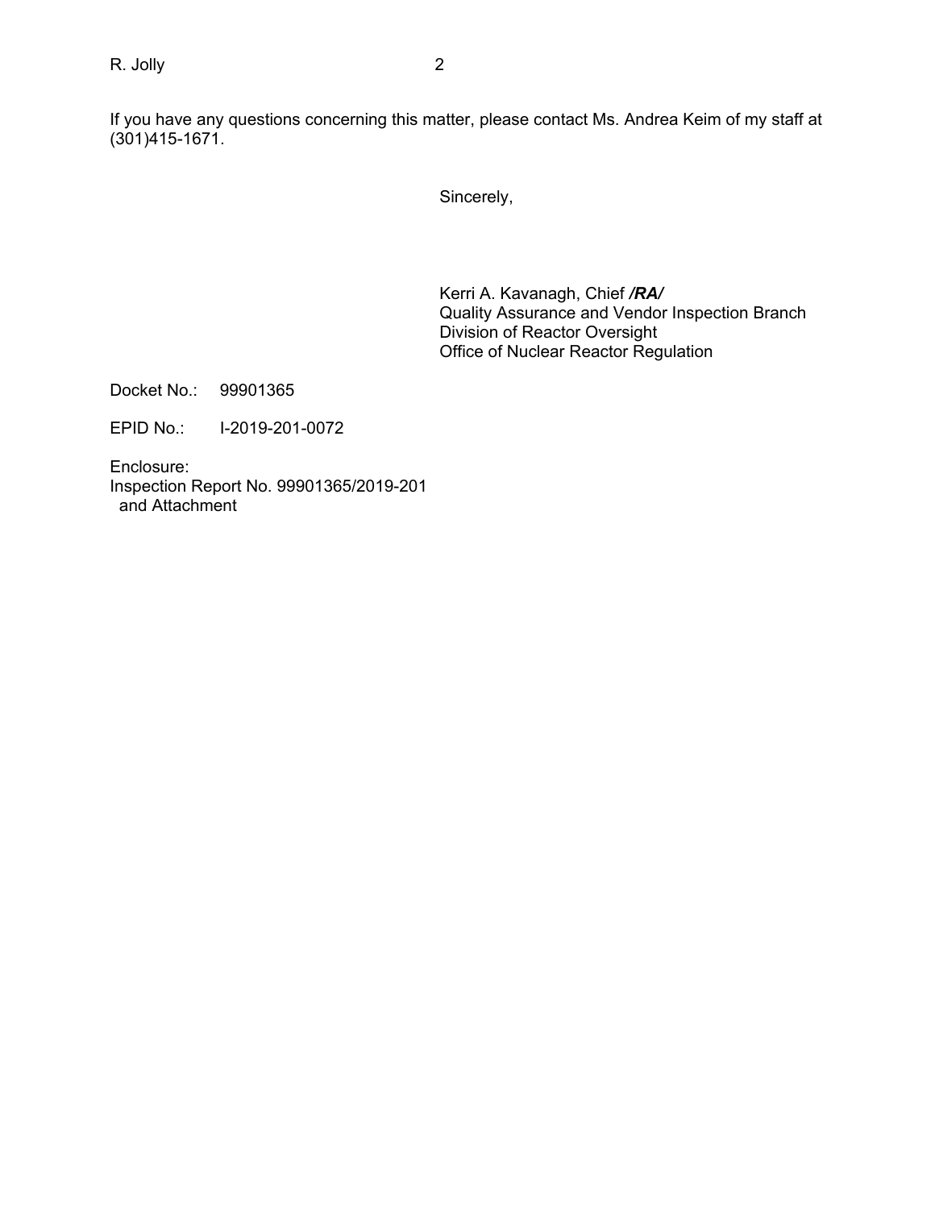If you have any questions concerning this matter, please contact Ms. Andrea Keim of my staff at (301)415-1671.

Sincerely,

Kerri A. Kavanagh, Chief ***/RA/***
Quality Assurance and Vendor Inspection Branch
Division of Reactor Oversight
Office of Nuclear Reactor Regulation

Docket No.: 99901365

EPID No.: I-2019-201-0072

Enclosure:
Inspection Report No. 99901365/2019-201
and Attachment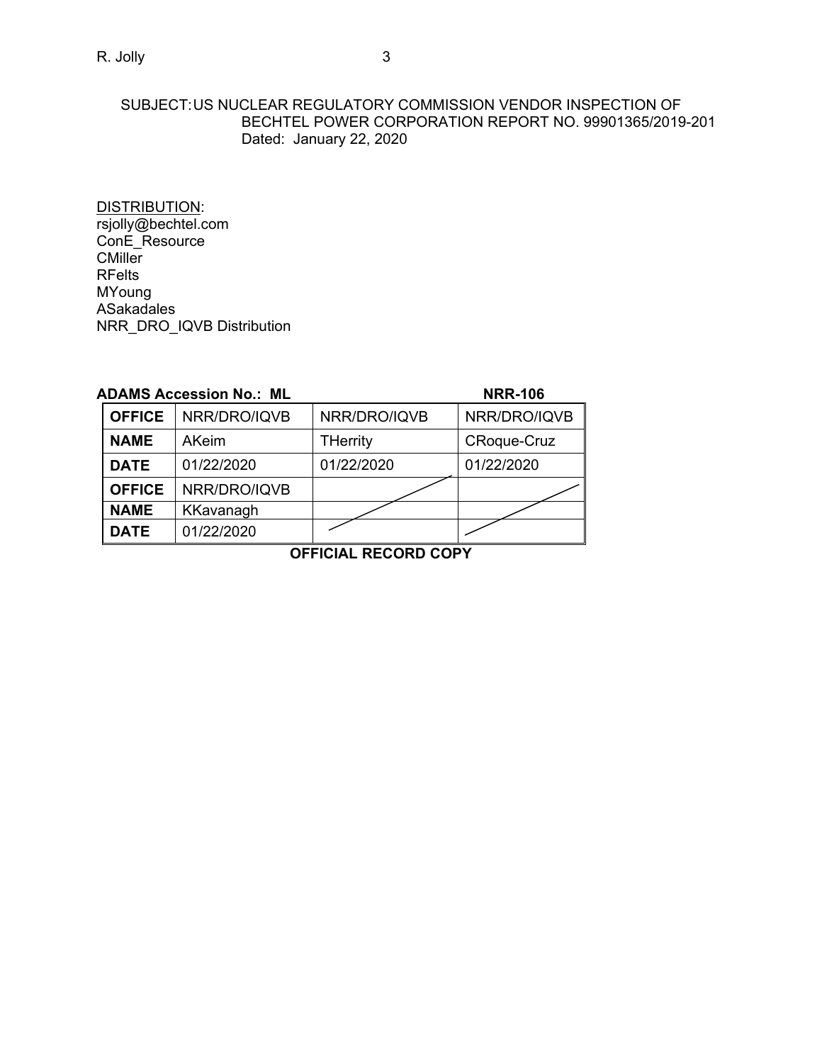SUBJECT: US NUCLEAR REGULATORY COMMISSION VENDOR INSPECTION OF BECHTEL POWER CORPORATION REPORT NO. 99901365/2019-201
Dated: January 22, 2020

DISTRIBUTION:
rsjolly@bechtel.com
ConE_Resource
CMiller
RFelts
MYoung
ASakadales
NRR_DRO_IQVB Distribution

**ADAMS Accession No.: ML** **NRR-106**

| **OFFICE** | NRR/DRO/IQVB | NRR/DRO/IQVB | NRR/DRO/IQVB |
|---|---|---|---|
| **NAME** | AKeim | THerrity | CRoque-Cruz |
| **DATE** | 01/22/2020 | 01/22/2020 | 01/22/2020 |
| **OFFICE** | NRR/DRO/IQVB | | |
| **NAME** | KKavanagh | | |
| **DATE** | 01/22/2020 | | |

**OFFICIAL RECORD COPY**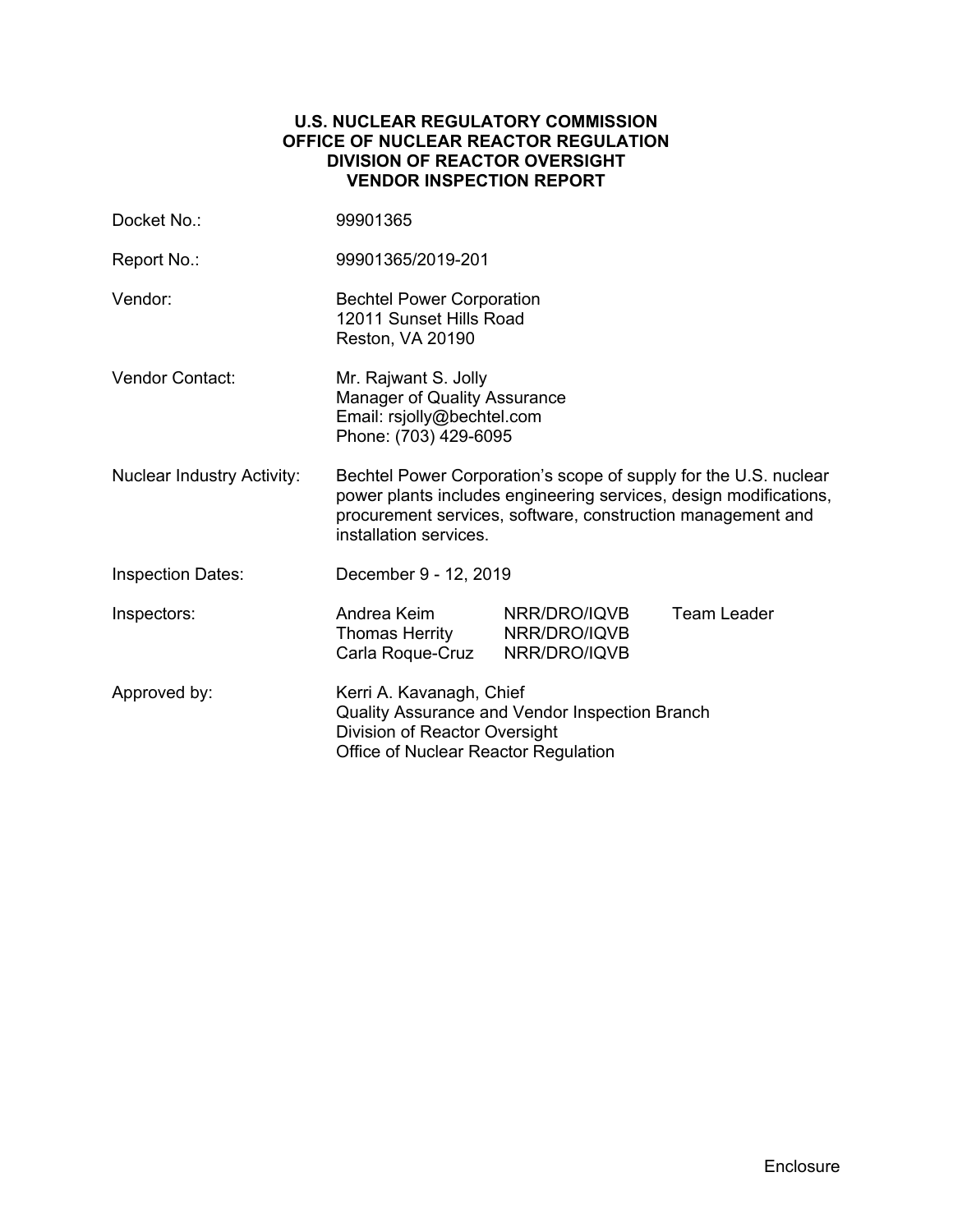**U.S. NUCLEAR REGULATORY COMMISSION**
**OFFICE OF NUCLEAR REACTOR REGULATION**
**DIVISION OF REACTOR OVERSIGHT**
**VENDOR INSPECTION REPORT**

| | |
|---|---|
| Docket No.: | 99901365 |
| Report No.: | 99901365/2019-201 |
| Vendor: | Bechtel Power Corporation<br>12011 Sunset Hills Road<br>Reston, VA 20190 |
| Vendor Contact: | Mr. Rajwant S. Jolly<br>Manager of Quality Assurance<br>Email: rsjolly@bechtel.com<br>Phone: (703) 429-6095 |
| Nuclear Industry Activity: | Bechtel Power Corporation's scope of supply for the U.S. nuclear power plants includes engineering services, design modifications, procurement services, software, construction management and installation services. |
| Inspection Dates: | December 9 - 12, 2019 |

| Inspectors: | | | |
|---|---|---|---|
| | Andrea Keim | NRR/DRO/IQVB | Team Leader |
| | Thomas Herrity | NRR/DRO/IQVB | |
| | Carla Roque-Cruz | NRR/DRO/IQVB | |

| | |
|---|---|
| Approved by: | Kerri A. Kavanagh, Chief<br>Quality Assurance and Vendor Inspection Branch<br>Division of Reactor Oversight<br>Office of Nuclear Reactor Regulation |

Enclosure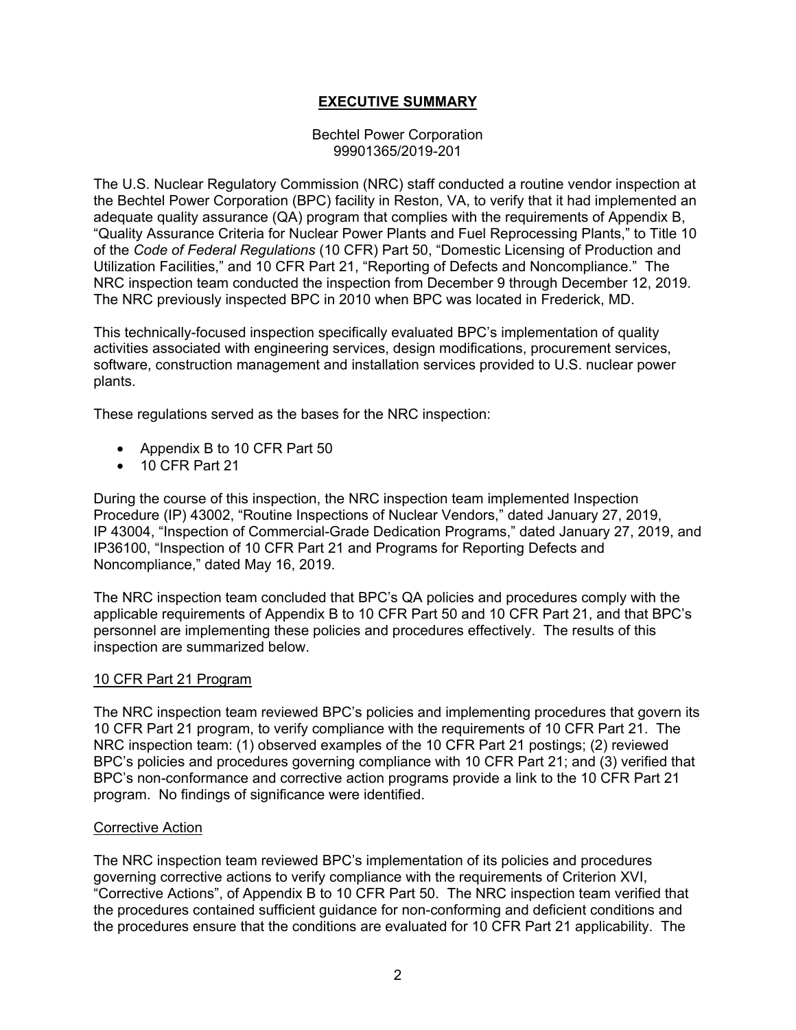## EXECUTIVE SUMMARY

Bechtel Power Corporation
99901365/2019-201

The U.S. Nuclear Regulatory Commission (NRC) staff conducted a routine vendor inspection at the Bechtel Power Corporation (BPC) facility in Reston, VA, to verify that it had implemented an adequate quality assurance (QA) program that complies with the requirements of Appendix B, "Quality Assurance Criteria for Nuclear Power Plants and Fuel Reprocessing Plants," to Title 10 of the *Code of Federal Regulations* (10 CFR) Part 50, "Domestic Licensing of Production and Utilization Facilities," and 10 CFR Part 21, "Reporting of Defects and Noncompliance." The NRC inspection team conducted the inspection from December 9 through December 12, 2019. The NRC previously inspected BPC in 2010 when BPC was located in Frederick, MD.

This technically-focused inspection specifically evaluated BPC's implementation of quality activities associated with engineering services, design modifications, procurement services, software, construction management and installation services provided to U.S. nuclear power plants.

These regulations served as the bases for the NRC inspection:

- Appendix B to 10 CFR Part 50
- 10 CFR Part 21

During the course of this inspection, the NRC inspection team implemented Inspection Procedure (IP) 43002, "Routine Inspections of Nuclear Vendors," dated January 27, 2019, IP 43004, "Inspection of Commercial-Grade Dedication Programs," dated January 27, 2019, and IP36100, "Inspection of 10 CFR Part 21 and Programs for Reporting Defects and Noncompliance," dated May 16, 2019.

The NRC inspection team concluded that BPC's QA policies and procedures comply with the applicable requirements of Appendix B to 10 CFR Part 50 and 10 CFR Part 21, and that BPC's personnel are implementing these policies and procedures effectively. The results of this inspection are summarized below.

### 10 CFR Part 21 Program

The NRC inspection team reviewed BPC's policies and implementing procedures that govern its 10 CFR Part 21 program, to verify compliance with the requirements of 10 CFR Part 21. The NRC inspection team: (1) observed examples of the 10 CFR Part 21 postings; (2) reviewed BPC's policies and procedures governing compliance with 10 CFR Part 21; and (3) verified that BPC's non-conformance and corrective action programs provide a link to the 10 CFR Part 21 program. No findings of significance were identified.

### Corrective Action

The NRC inspection team reviewed BPC's implementation of its policies and procedures governing corrective actions to verify compliance with the requirements of Criterion XVI, "Corrective Actions", of Appendix B to 10 CFR Part 50. The NRC inspection team verified that the procedures contained sufficient guidance for non-conforming and deficient conditions and the procedures ensure that the conditions are evaluated for 10 CFR Part 21 applicability. The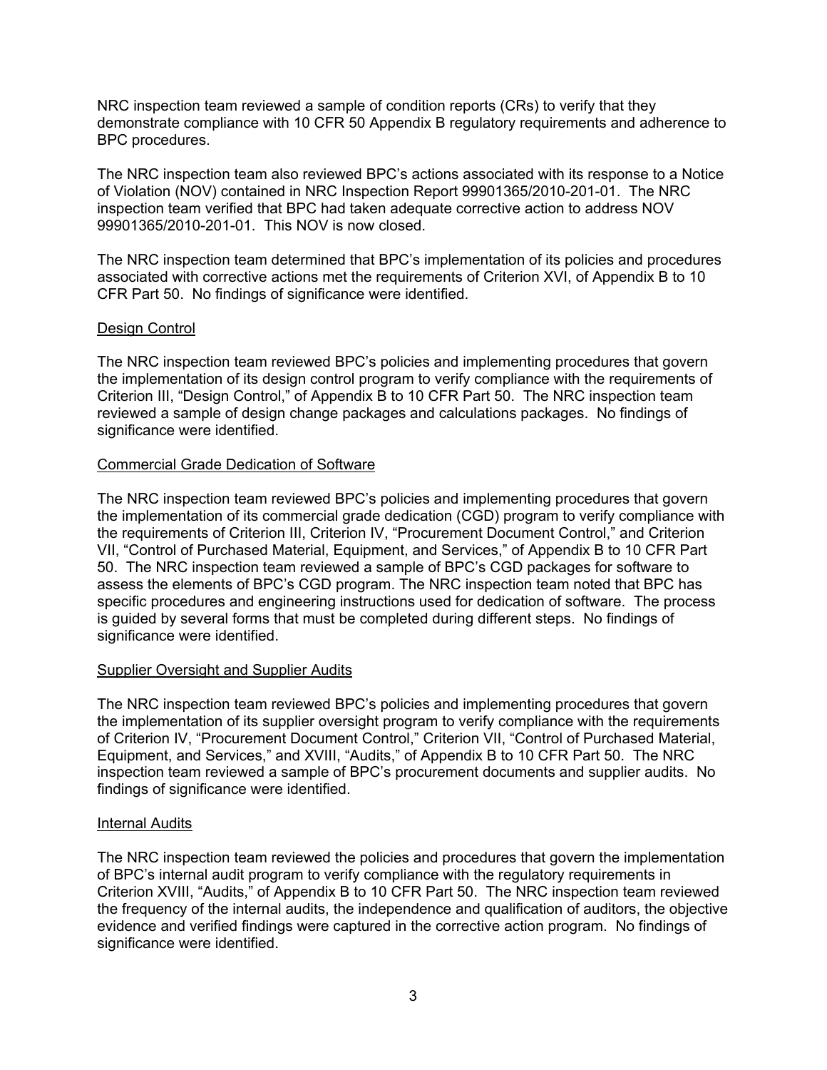NRC inspection team reviewed a sample of condition reports (CRs) to verify that they demonstrate compliance with 10 CFR 50 Appendix B regulatory requirements and adherence to BPC procedures.

The NRC inspection team also reviewed BPC's actions associated with its response to a Notice of Violation (NOV) contained in NRC Inspection Report 99901365/2010-201-01. The NRC inspection team verified that BPC had taken adequate corrective action to address NOV 99901365/2010-201-01. This NOV is now closed.

The NRC inspection team determined that BPC's implementation of its policies and procedures associated with corrective actions met the requirements of Criterion XVI, of Appendix B to 10 CFR Part 50. No findings of significance were identified.

### Design Control

The NRC inspection team reviewed BPC's policies and implementing procedures that govern the implementation of its design control program to verify compliance with the requirements of Criterion III, "Design Control," of Appendix B to 10 CFR Part 50. The NRC inspection team reviewed a sample of design change packages and calculations packages. No findings of significance were identified.

### Commercial Grade Dedication of Software

The NRC inspection team reviewed BPC's policies and implementing procedures that govern the implementation of its commercial grade dedication (CGD) program to verify compliance with the requirements of Criterion III, Criterion IV, "Procurement Document Control," and Criterion VII, "Control of Purchased Material, Equipment, and Services," of Appendix B to 10 CFR Part 50. The NRC inspection team reviewed a sample of BPC's CGD packages for software to assess the elements of BPC's CGD program. The NRC inspection team noted that BPC has specific procedures and engineering instructions used for dedication of software. The process is guided by several forms that must be completed during different steps. No findings of significance were identified.

### Supplier Oversight and Supplier Audits

The NRC inspection team reviewed BPC's policies and implementing procedures that govern the implementation of its supplier oversight program to verify compliance with the requirements of Criterion IV, "Procurement Document Control," Criterion VII, "Control of Purchased Material, Equipment, and Services," and XVIII, "Audits," of Appendix B to 10 CFR Part 50. The NRC inspection team reviewed a sample of BPC's procurement documents and supplier audits. No findings of significance were identified.

### Internal Audits

The NRC inspection team reviewed the policies and procedures that govern the implementation of BPC's internal audit program to verify compliance with the regulatory requirements in Criterion XVIII, "Audits," of Appendix B to 10 CFR Part 50. The NRC inspection team reviewed the frequency of the internal audits, the independence and qualification of auditors, the objective evidence and verified findings were captured in the corrective action program. No findings of significance were identified.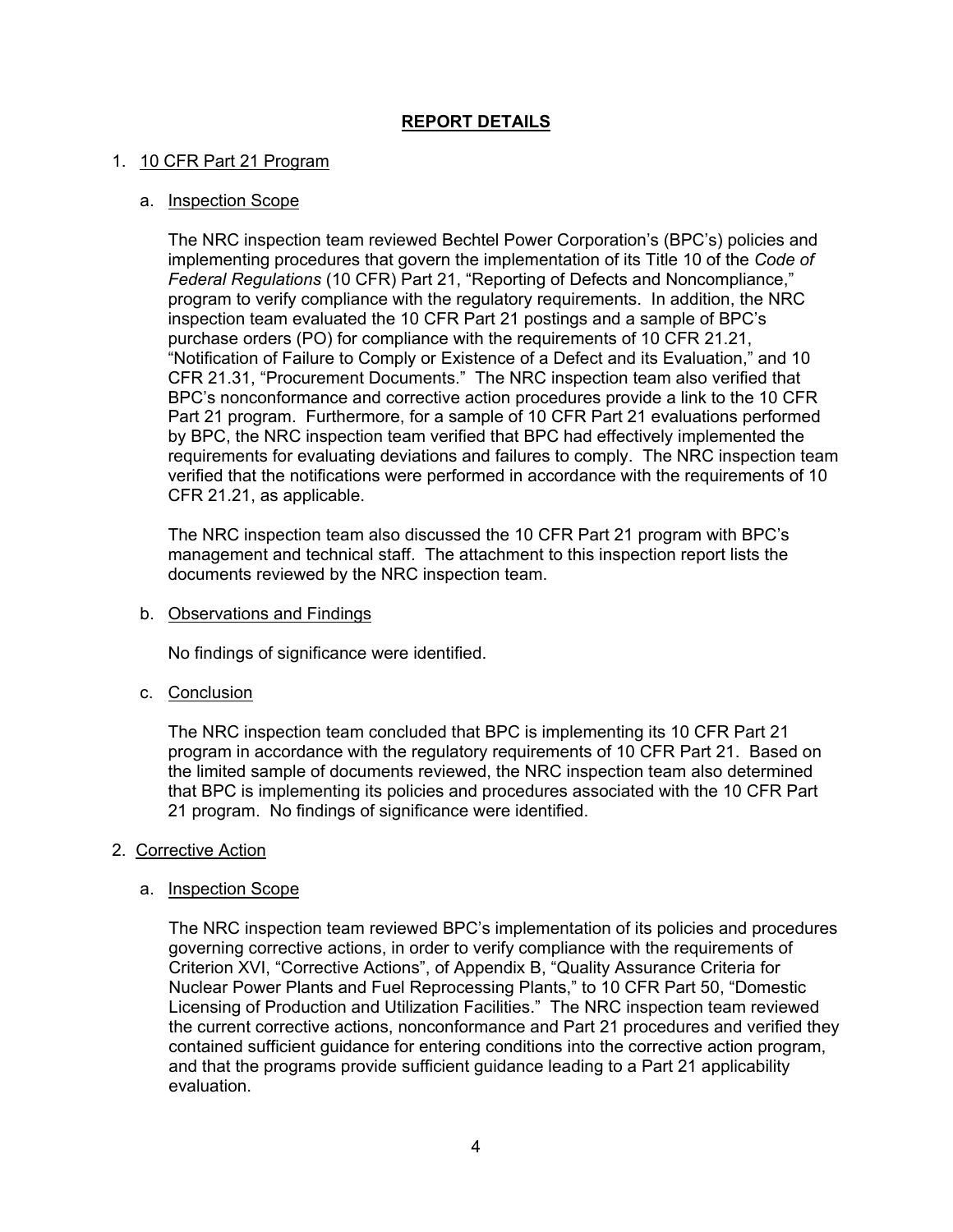## REPORT DETAILS

1. 10 CFR Part 21 Program

   a. Inspection Scope

      The NRC inspection team reviewed Bechtel Power Corporation's (BPC's) policies and implementing procedures that govern the implementation of its Title 10 of the *Code of Federal Regulations* (10 CFR) Part 21, "Reporting of Defects and Noncompliance," program to verify compliance with the regulatory requirements. In addition, the NRC inspection team evaluated the 10 CFR Part 21 postings and a sample of BPC's purchase orders (PO) for compliance with the requirements of 10 CFR 21.21, "Notification of Failure to Comply or Existence of a Defect and its Evaluation," and 10 CFR 21.31, "Procurement Documents." The NRC inspection team also verified that BPC's nonconformance and corrective action procedures provide a link to the 10 CFR Part 21 program. Furthermore, for a sample of 10 CFR Part 21 evaluations performed by BPC, the NRC inspection team verified that BPC had effectively implemented the requirements for evaluating deviations and failures to comply. The NRC inspection team verified that the notifications were performed in accordance with the requirements of 10 CFR 21.21, as applicable.

      The NRC inspection team also discussed the 10 CFR Part 21 program with BPC's management and technical staff. The attachment to this inspection report lists the documents reviewed by the NRC inspection team.

   b. Observations and Findings

      No findings of significance were identified.

   c. Conclusion

      The NRC inspection team concluded that BPC is implementing its 10 CFR Part 21 program in accordance with the regulatory requirements of 10 CFR Part 21. Based on the limited sample of documents reviewed, the NRC inspection team also determined that BPC is implementing its policies and procedures associated with the 10 CFR Part 21 program. No findings of significance were identified.

2. Corrective Action

   a. Inspection Scope

      The NRC inspection team reviewed BPC's implementation of its policies and procedures governing corrective actions, in order to verify compliance with the requirements of Criterion XVI, "Corrective Actions", of Appendix B, "Quality Assurance Criteria for Nuclear Power Plants and Fuel Reprocessing Plants," to 10 CFR Part 50, "Domestic Licensing of Production and Utilization Facilities." The NRC inspection team reviewed the current corrective actions, nonconformance and Part 21 procedures and verified they contained sufficient guidance for entering conditions into the corrective action program, and that the programs provide sufficient guidance leading to a Part 21 applicability evaluation.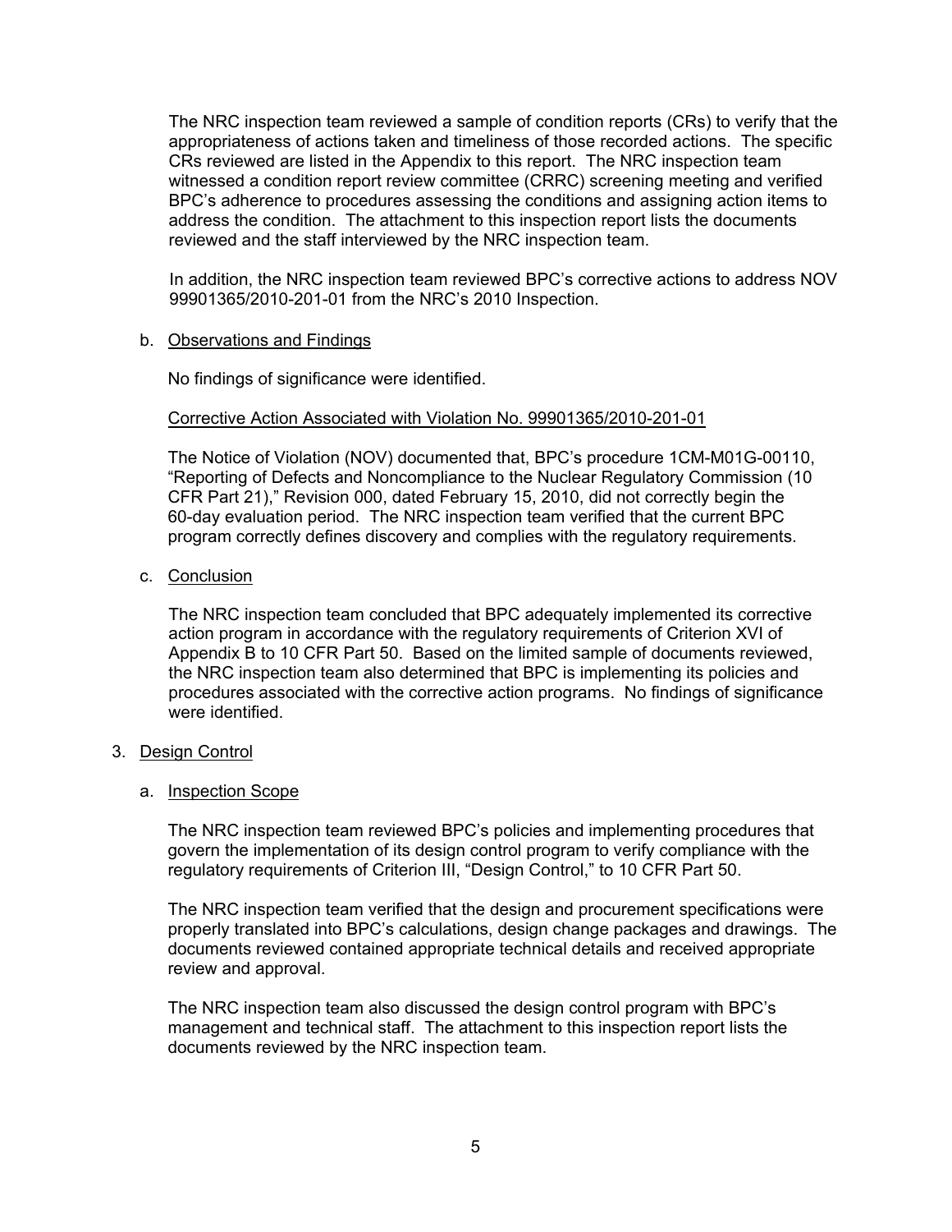The NRC inspection team reviewed a sample of condition reports (CRs) to verify that the appropriateness of actions taken and timeliness of those recorded actions. The specific CRs reviewed are listed in the Appendix to this report. The NRC inspection team witnessed a condition report review committee (CRRC) screening meeting and verified BPC's adherence to procedures assessing the conditions and assigning action items to address the condition. The attachment to this inspection report lists the documents reviewed and the staff interviewed by the NRC inspection team.

In addition, the NRC inspection team reviewed BPC's corrective actions to address NOV 99901365/2010-201-01 from the NRC's 2010 Inspection.

b. Observations and Findings

No findings of significance were identified.

Corrective Action Associated with Violation No. 99901365/2010-201-01

The Notice of Violation (NOV) documented that, BPC's procedure 1CM-M01G-00110, "Reporting of Defects and Noncompliance to the Nuclear Regulatory Commission (10 CFR Part 21)," Revision 000, dated February 15, 2010, did not correctly begin the 60-day evaluation period. The NRC inspection team verified that the current BPC program correctly defines discovery and complies with the regulatory requirements.

c. Conclusion

The NRC inspection team concluded that BPC adequately implemented its corrective action program in accordance with the regulatory requirements of Criterion XVI of Appendix B to 10 CFR Part 50. Based on the limited sample of documents reviewed, the NRC inspection team also determined that BPC is implementing its policies and procedures associated with the corrective action programs. No findings of significance were identified.

3. Design Control

a. Inspection Scope

The NRC inspection team reviewed BPC's policies and implementing procedures that govern the implementation of its design control program to verify compliance with the regulatory requirements of Criterion III, "Design Control," to 10 CFR Part 50.

The NRC inspection team verified that the design and procurement specifications were properly translated into BPC's calculations, design change packages and drawings. The documents reviewed contained appropriate technical details and received appropriate review and approval.

The NRC inspection team also discussed the design control program with BPC's management and technical staff. The attachment to this inspection report lists the documents reviewed by the NRC inspection team.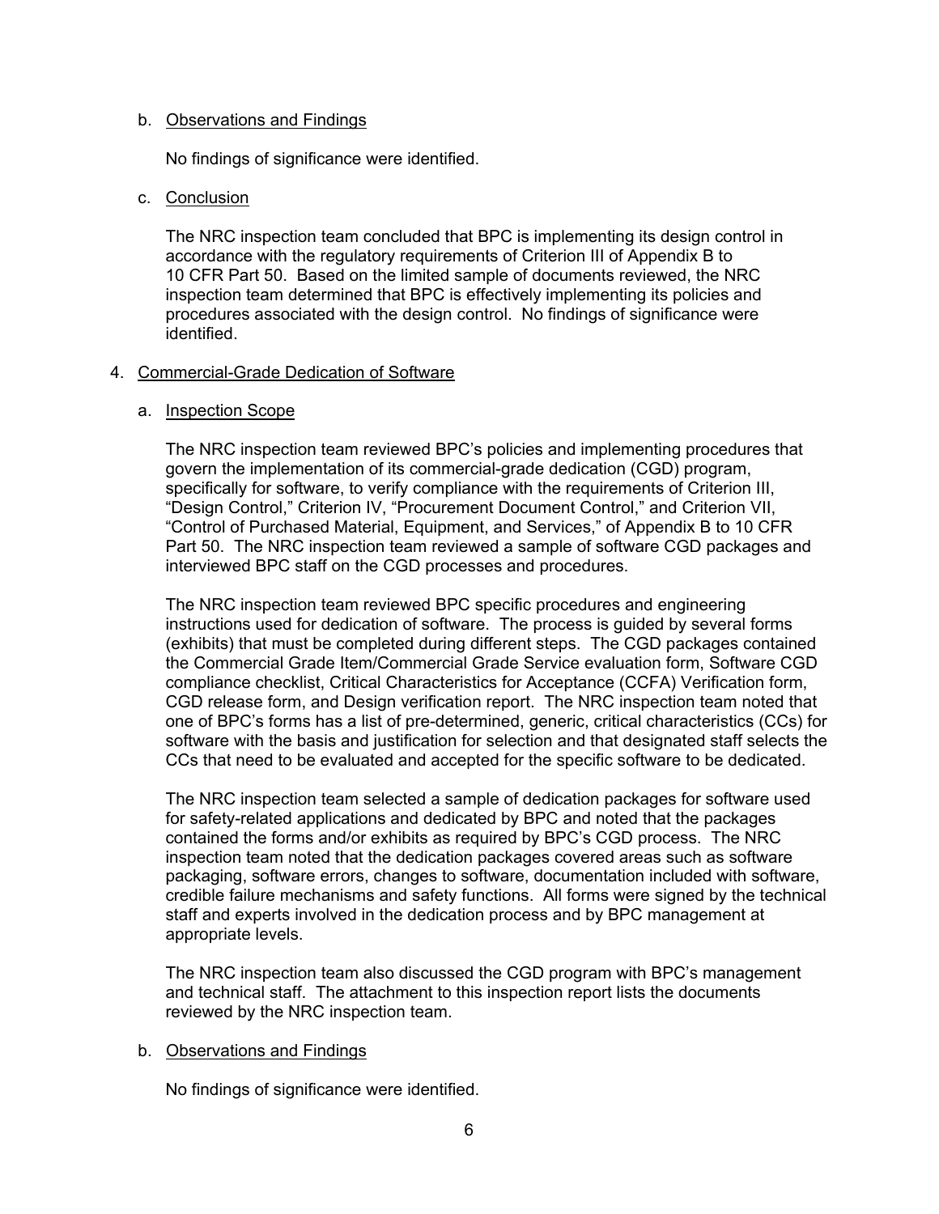b. Observations and Findings

No findings of significance were identified.

c. Conclusion

The NRC inspection team concluded that BPC is implementing its design control in accordance with the regulatory requirements of Criterion III of Appendix B to 10 CFR Part 50. Based on the limited sample of documents reviewed, the NRC inspection team determined that BPC is effectively implementing its policies and procedures associated with the design control. No findings of significance were identified.

4. Commercial-Grade Dedication of Software

a. Inspection Scope

The NRC inspection team reviewed BPC's policies and implementing procedures that govern the implementation of its commercial-grade dedication (CGD) program, specifically for software, to verify compliance with the requirements of Criterion III, "Design Control," Criterion IV, "Procurement Document Control," and Criterion VII, "Control of Purchased Material, Equipment, and Services," of Appendix B to 10 CFR Part 50. The NRC inspection team reviewed a sample of software CGD packages and interviewed BPC staff on the CGD processes and procedures.

The NRC inspection team reviewed BPC specific procedures and engineering instructions used for dedication of software. The process is guided by several forms (exhibits) that must be completed during different steps. The CGD packages contained the Commercial Grade Item/Commercial Grade Service evaluation form, Software CGD compliance checklist, Critical Characteristics for Acceptance (CCFA) Verification form, CGD release form, and Design verification report. The NRC inspection team noted that one of BPC's forms has a list of pre-determined, generic, critical characteristics (CCs) for software with the basis and justification for selection and that designated staff selects the CCs that need to be evaluated and accepted for the specific software to be dedicated.

The NRC inspection team selected a sample of dedication packages for software used for safety-related applications and dedicated by BPC and noted that the packages contained the forms and/or exhibits as required by BPC's CGD process. The NRC inspection team noted that the dedication packages covered areas such as software packaging, software errors, changes to software, documentation included with software, credible failure mechanisms and safety functions. All forms were signed by the technical staff and experts involved in the dedication process and by BPC management at appropriate levels.

The NRC inspection team also discussed the CGD program with BPC's management and technical staff. The attachment to this inspection report lists the documents reviewed by the NRC inspection team.

b. Observations and Findings

No findings of significance were identified.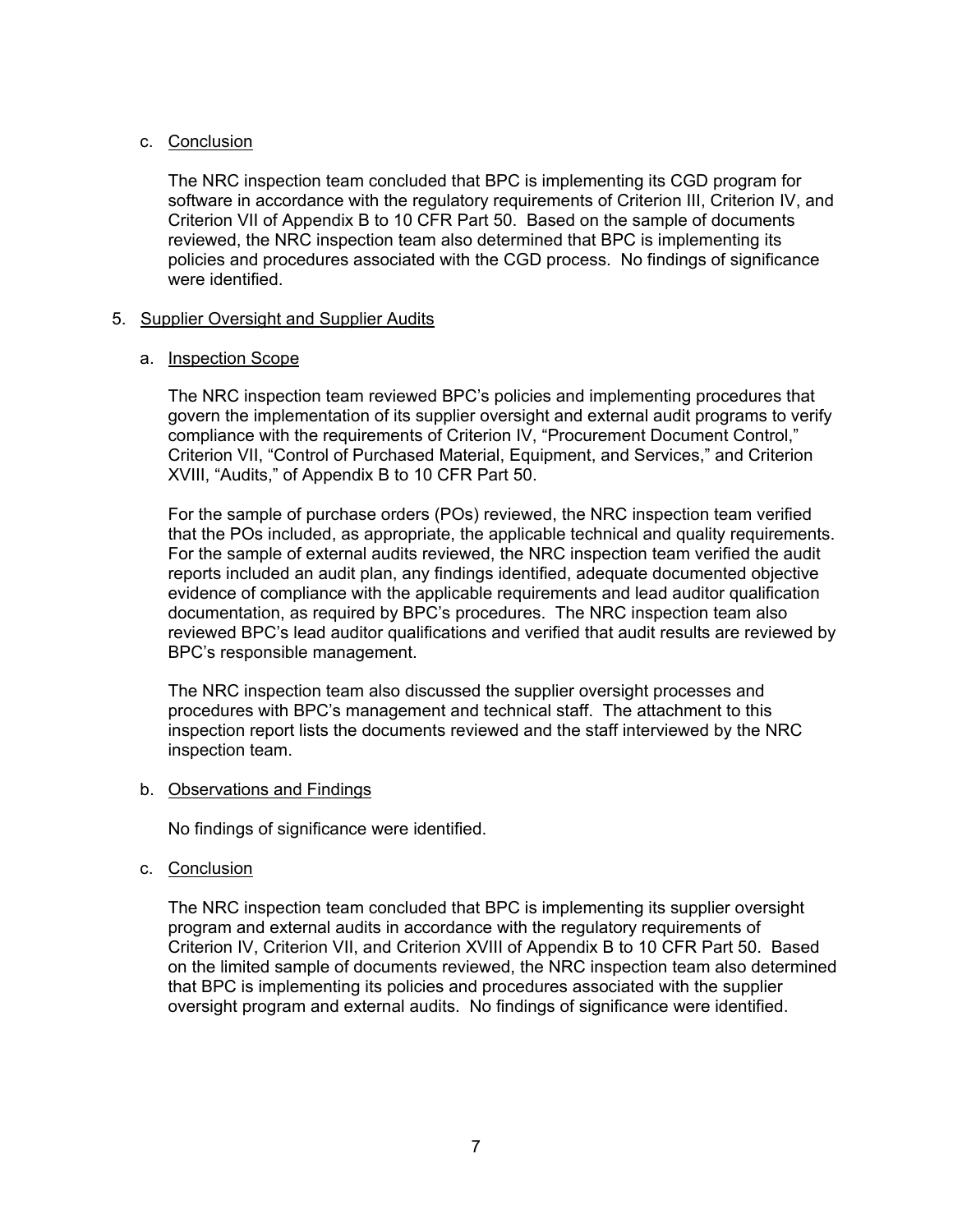c. Conclusion

The NRC inspection team concluded that BPC is implementing its CGD program for software in accordance with the regulatory requirements of Criterion III, Criterion IV, and Criterion VII of Appendix B to 10 CFR Part 50. Based on the sample of documents reviewed, the NRC inspection team also determined that BPC is implementing its policies and procedures associated with the CGD process. No findings of significance were identified.

5. Supplier Oversight and Supplier Audits

a. Inspection Scope

The NRC inspection team reviewed BPC's policies and implementing procedures that govern the implementation of its supplier oversight and external audit programs to verify compliance with the requirements of Criterion IV, "Procurement Document Control," Criterion VII, "Control of Purchased Material, Equipment, and Services," and Criterion XVIII, "Audits," of Appendix B to 10 CFR Part 50.

For the sample of purchase orders (POs) reviewed, the NRC inspection team verified that the POs included, as appropriate, the applicable technical and quality requirements. For the sample of external audits reviewed, the NRC inspection team verified the audit reports included an audit plan, any findings identified, adequate documented objective evidence of compliance with the applicable requirements and lead auditor qualification documentation, as required by BPC's procedures. The NRC inspection team also reviewed BPC's lead auditor qualifications and verified that audit results are reviewed by BPC's responsible management.

The NRC inspection team also discussed the supplier oversight processes and procedures with BPC's management and technical staff. The attachment to this inspection report lists the documents reviewed and the staff interviewed by the NRC inspection team.

b. Observations and Findings

No findings of significance were identified.

c. Conclusion

The NRC inspection team concluded that BPC is implementing its supplier oversight program and external audits in accordance with the regulatory requirements of Criterion IV, Criterion VII, and Criterion XVIII of Appendix B to 10 CFR Part 50. Based on the limited sample of documents reviewed, the NRC inspection team also determined that BPC is implementing its policies and procedures associated with the supplier oversight program and external audits. No findings of significance were identified.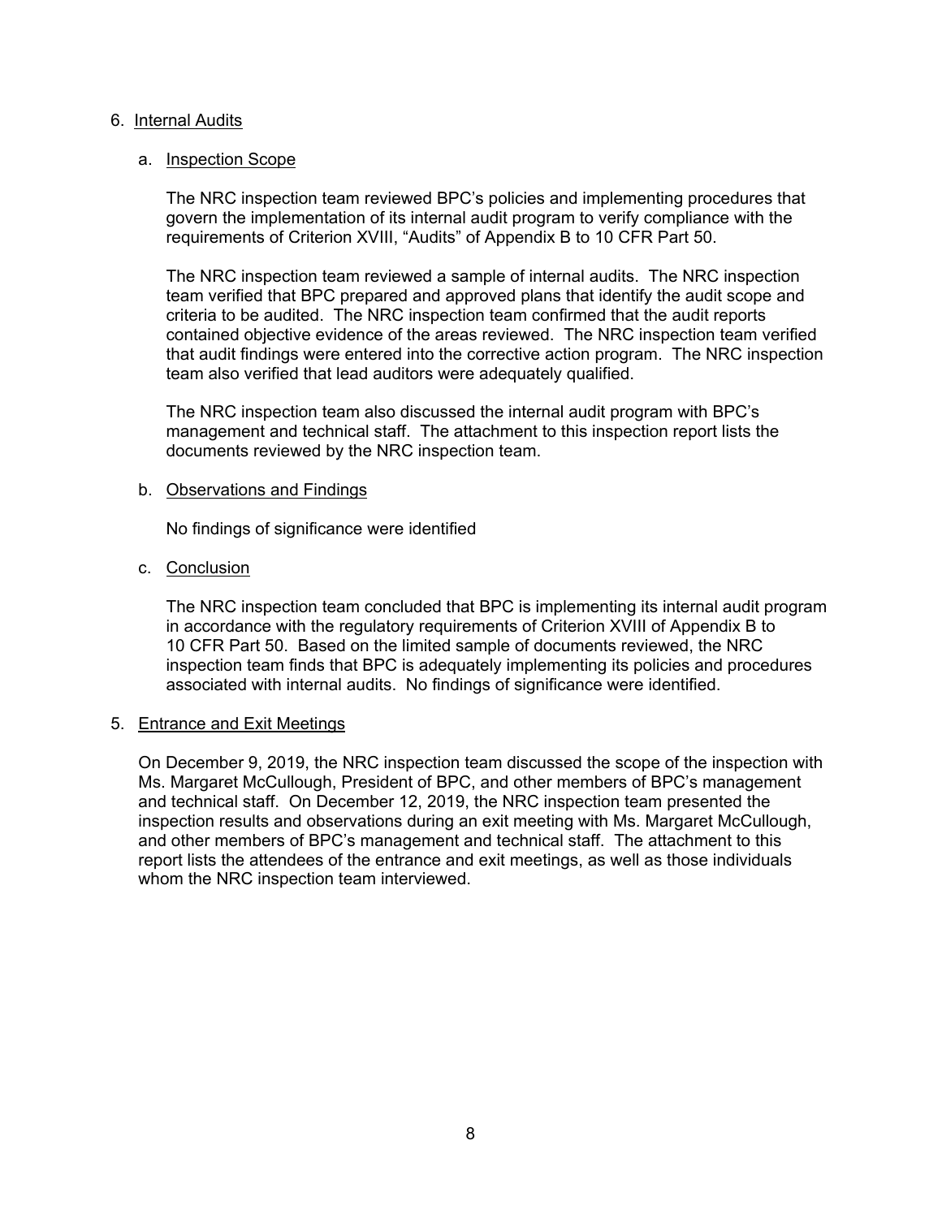## 6. Internal Audits

### a. Inspection Scope

The NRC inspection team reviewed BPC's policies and implementing procedures that govern the implementation of its internal audit program to verify compliance with the requirements of Criterion XVIII, "Audits" of Appendix B to 10 CFR Part 50.

The NRC inspection team reviewed a sample of internal audits. The NRC inspection team verified that BPC prepared and approved plans that identify the audit scope and criteria to be audited. The NRC inspection team confirmed that the audit reports contained objective evidence of the areas reviewed. The NRC inspection team verified that audit findings were entered into the corrective action program. The NRC inspection team also verified that lead auditors were adequately qualified.

The NRC inspection team also discussed the internal audit program with BPC's management and technical staff. The attachment to this inspection report lists the documents reviewed by the NRC inspection team.

### b. Observations and Findings

No findings of significance were identified

### c. Conclusion

The NRC inspection team concluded that BPC is implementing its internal audit program in accordance with the regulatory requirements of Criterion XVIII of Appendix B to 10 CFR Part 50. Based on the limited sample of documents reviewed, the NRC inspection team finds that BPC is adequately implementing its policies and procedures associated with internal audits. No findings of significance were identified.

## 5. Entrance and Exit Meetings

On December 9, 2019, the NRC inspection team discussed the scope of the inspection with Ms. Margaret McCullough, President of BPC, and other members of BPC's management and technical staff. On December 12, 2019, the NRC inspection team presented the inspection results and observations during an exit meeting with Ms. Margaret McCullough, and other members of BPC's management and technical staff. The attachment to this report lists the attendees of the entrance and exit meetings, as well as those individuals whom the NRC inspection team interviewed.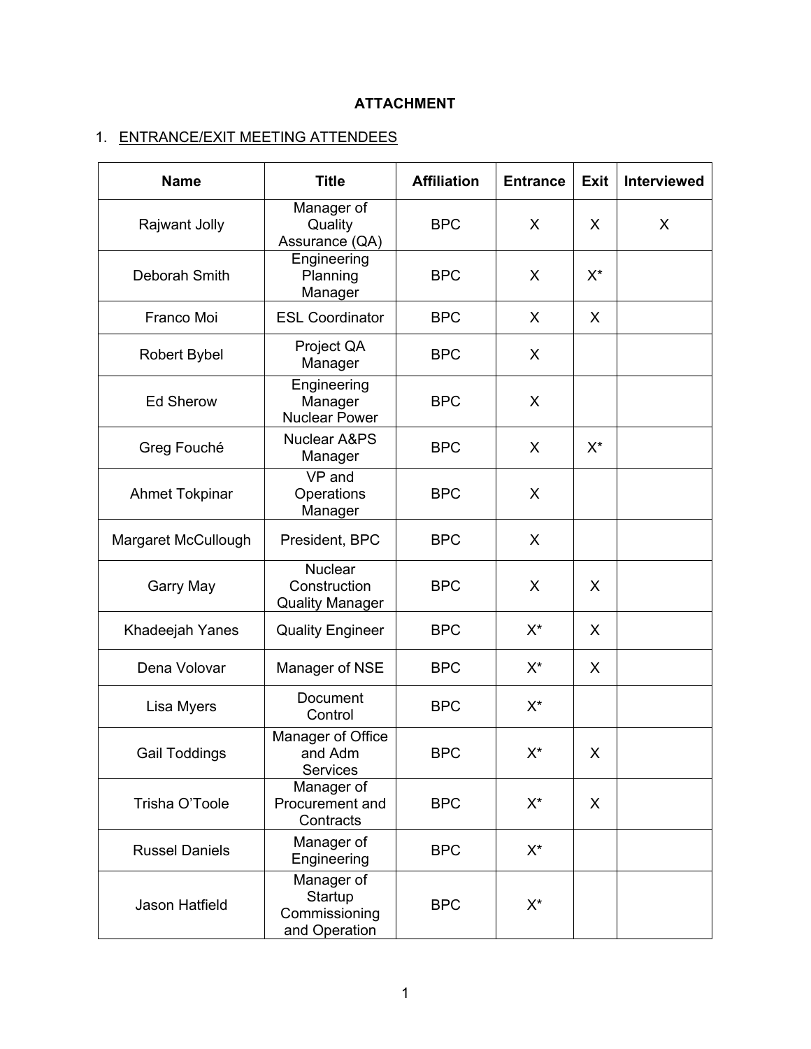**ATTACHMENT**

1. ENTRANCE/EXIT MEETING ATTENDEES

| Name | Title | Affiliation | Entrance | Exit | Interviewed |
|---|---|---|---|---|---|
| Rajwant Jolly | Manager of Quality Assurance (QA) | BPC | X | X | X |
| Deborah Smith | Engineering Planning Manager | BPC | X | X* | |
| Franco Moi | ESL Coordinator | BPC | X | X | |
| Robert Bybel | Project QA Manager | BPC | X | | |
| Ed Sherow | Engineering Manager Nuclear Power | BPC | X | | |
| Greg Fouché | Nuclear A&PS Manager | BPC | X | X* | |
| Ahmet Tokpinar | VP and Operations Manager | BPC | X | | |
| Margaret McCullough | President, BPC | BPC | X | | |
| Garry May | Nuclear Construction Quality Manager | BPC | X | X | |
| Khadeejah Yanes | Quality Engineer | BPC | X* | X | |
| Dena Volovar | Manager of NSE | BPC | X* | X | |
| Lisa Myers | Document Control | BPC | X* | | |
| Gail Toddings | Manager of Office and Adm Services | BPC | X* | X | |
| Trisha O'Toole | Manager of Procurement and Contracts | BPC | X* | X | |
| Russel Daniels | Manager of Engineering | BPC | X* | | |
| Jason Hatfield | Manager of Startup Commissioning and Operation | BPC | X* | | |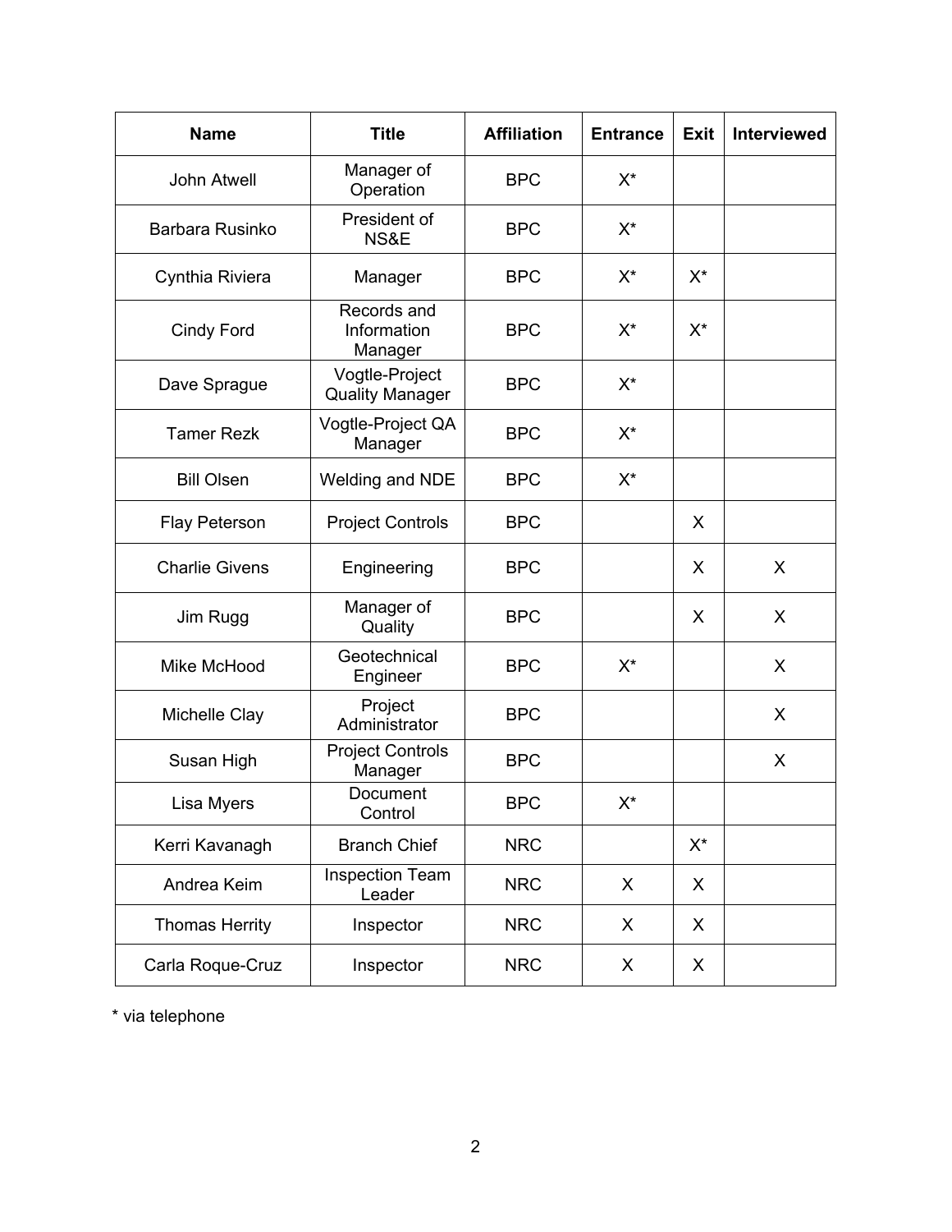| Name | Title | Affiliation | Entrance | Exit | Interviewed |
|---|---|---|---|---|---|
| John Atwell | Manager of Operation | BPC | X* | | |
| Barbara Rusinko | President of NS&E | BPC | X* | | |
| Cynthia Riviera | Manager | BPC | X* | X* | |
| Cindy Ford | Records and Information Manager | BPC | X* | X* | |
| Dave Sprague | Vogtle-Project Quality Manager | BPC | X* | | |
| Tamer Rezk | Vogtle-Project QA Manager | BPC | X* | | |
| Bill Olsen | Welding and NDE | BPC | X* | | |
| Flay Peterson | Project Controls | BPC | | X | |
| Charlie Givens | Engineering | BPC | | X | X |
| Jim Rugg | Manager of Quality | BPC | | X | X |
| Mike McHood | Geotechnical Engineer | BPC | X* | | X |
| Michelle Clay | Project Administrator | BPC | | | X |
| Susan High | Project Controls Manager | BPC | | | X |
| Lisa Myers | Document Control | BPC | X* | | |
| Kerri Kavanagh | Branch Chief | NRC | | X* | |
| Andrea Keim | Inspection Team Leader | NRC | X | X | |
| Thomas Herrity | Inspector | NRC | X | X | |
| Carla Roque-Cruz | Inspector | NRC | X | X | |

* via telephone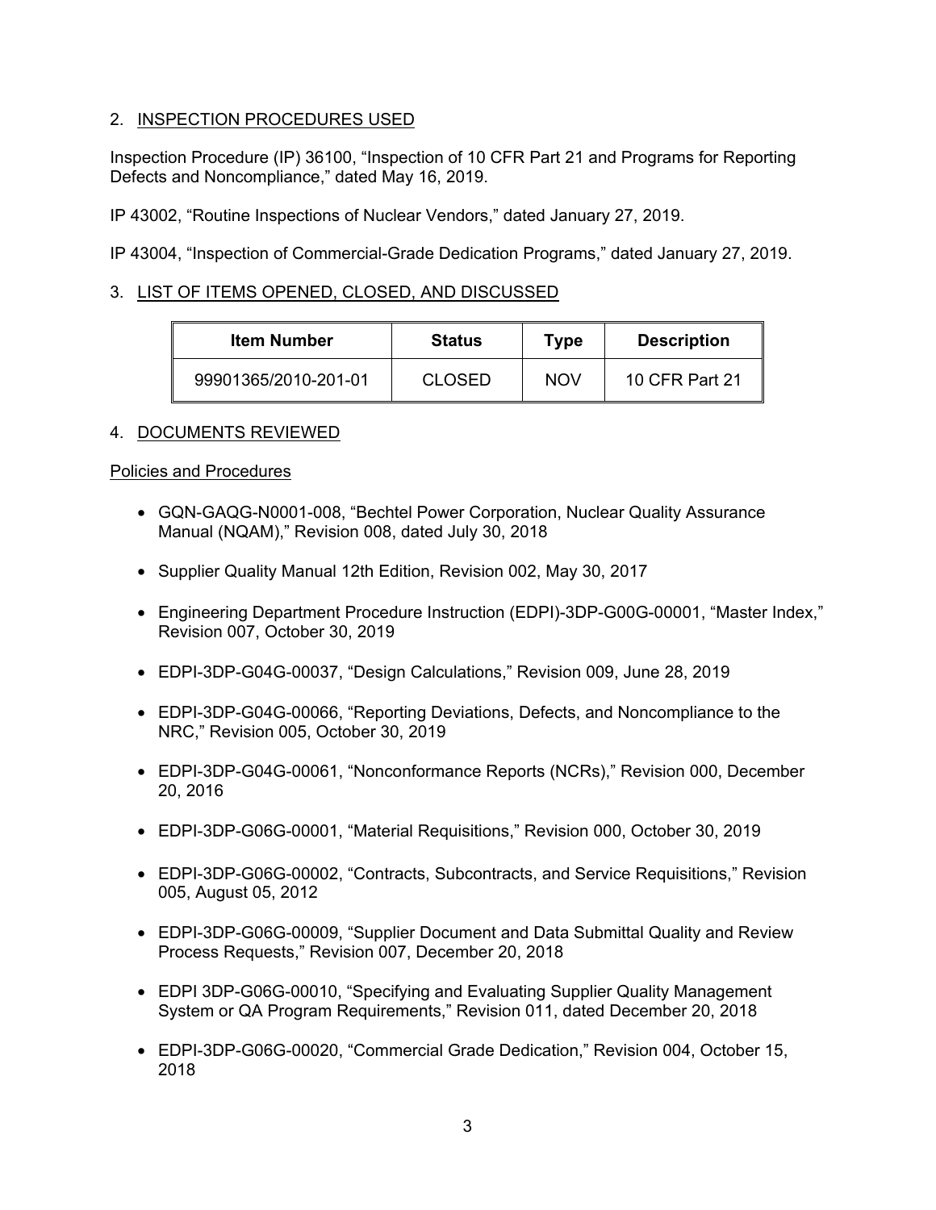## 2. INSPECTION PROCEDURES USED

Inspection Procedure (IP) 36100, "Inspection of 10 CFR Part 21 and Programs for Reporting Defects and Noncompliance," dated May 16, 2019.

IP 43002, "Routine Inspections of Nuclear Vendors," dated January 27, 2019.

IP 43004, "Inspection of Commercial-Grade Dedication Programs," dated January 27, 2019.

## 3. LIST OF ITEMS OPENED, CLOSED, AND DISCUSSED

| Item Number | Status | Type | Description |
|---|---|---|---|
| 99901365/2010-201-01 | CLOSED | NOV | 10 CFR Part 21 |

## 4. DOCUMENTS REVIEWED

Policies and Procedures

- GQN-GAQG-N0001-008, "Bechtel Power Corporation, Nuclear Quality Assurance Manual (NQAM)," Revision 008, dated July 30, 2018
- Supplier Quality Manual 12th Edition, Revision 002, May 30, 2017
- Engineering Department Procedure Instruction (EDPI)-3DP-G00G-00001, "Master Index," Revision 007, October 30, 2019
- EDPI-3DP-G04G-00037, "Design Calculations," Revision 009, June 28, 2019
- EDPI-3DP-G04G-00066, "Reporting Deviations, Defects, and Noncompliance to the NRC," Revision 005, October 30, 2019
- EDPI-3DP-G04G-00061, "Nonconformance Reports (NCRs)," Revision 000, December 20, 2016
- EDPI-3DP-G06G-00001, "Material Requisitions," Revision 000, October 30, 2019
- EDPI-3DP-G06G-00002, "Contracts, Subcontracts, and Service Requisitions," Revision 005, August 05, 2012
- EDPI-3DP-G06G-00009, "Supplier Document and Data Submittal Quality and Review Process Requests," Revision 007, December 20, 2018
- EDPI 3DP-G06G-00010, "Specifying and Evaluating Supplier Quality Management System or QA Program Requirements," Revision 011, dated December 20, 2018
- EDPI-3DP-G06G-00020, "Commercial Grade Dedication," Revision 004, October 15, 2018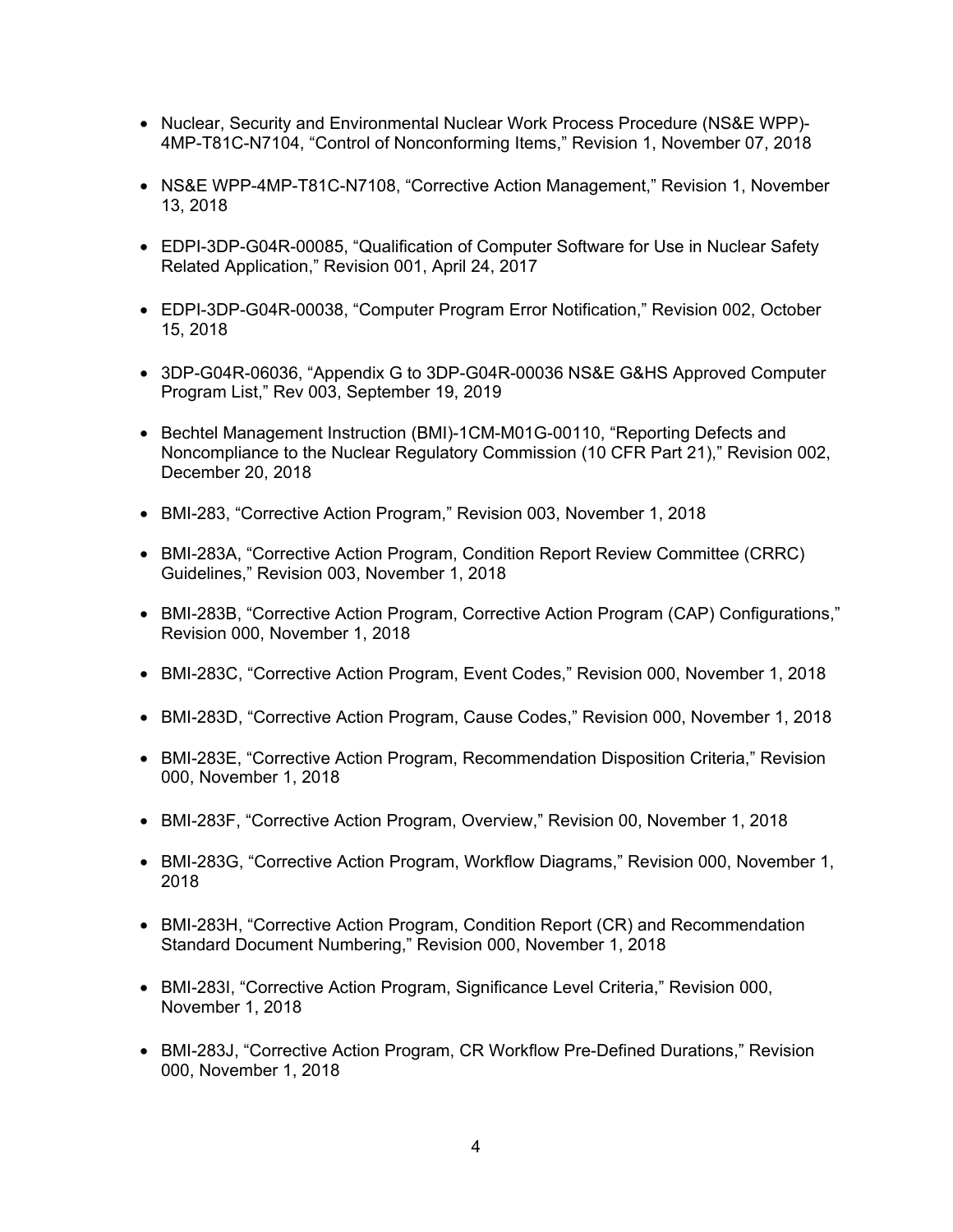- Nuclear, Security and Environmental Nuclear Work Process Procedure (NS&E WPP)-4MP-T81C-N7104, “Control of Nonconforming Items,” Revision 1, November 07, 2018

- NS&E WPP-4MP-T81C-N7108, “Corrective Action Management,” Revision 1, November 13, 2018

- EDPI-3DP-G04R-00085, “Qualification of Computer Software for Use in Nuclear Safety Related Application,” Revision 001, April 24, 2017

- EDPI-3DP-G04R-00038, “Computer Program Error Notification,” Revision 002, October 15, 2018

- 3DP-G04R-06036, “Appendix G to 3DP-G04R-00036 NS&E G&HS Approved Computer Program List,” Rev 003, September 19, 2019

- Bechtel Management Instruction (BMI)-1CM-M01G-00110, “Reporting Defects and Noncompliance to the Nuclear Regulatory Commission (10 CFR Part 21),” Revision 002, December 20, 2018

- BMI-283, “Corrective Action Program,” Revision 003, November 1, 2018

- BMI-283A, “Corrective Action Program, Condition Report Review Committee (CRRC) Guidelines,” Revision 003, November 1, 2018

- BMI-283B, “Corrective Action Program, Corrective Action Program (CAP) Configurations,” Revision 000, November 1, 2018

- BMI-283C, “Corrective Action Program, Event Codes,” Revision 000, November 1, 2018

- BMI-283D, “Corrective Action Program, Cause Codes,” Revision 000, November 1, 2018

- BMI-283E, “Corrective Action Program, Recommendation Disposition Criteria,” Revision 000, November 1, 2018

- BMI-283F, “Corrective Action Program, Overview,” Revision 00, November 1, 2018

- BMI-283G, “Corrective Action Program, Workflow Diagrams,” Revision 000, November 1, 2018

- BMI-283H, “Corrective Action Program, Condition Report (CR) and Recommendation Standard Document Numbering,” Revision 000, November 1, 2018

- BMI-283I, “Corrective Action Program, Significance Level Criteria,” Revision 000, November 1, 2018

- BMI-283J, “Corrective Action Program, CR Workflow Pre-Defined Durations,” Revision 000, November 1, 2018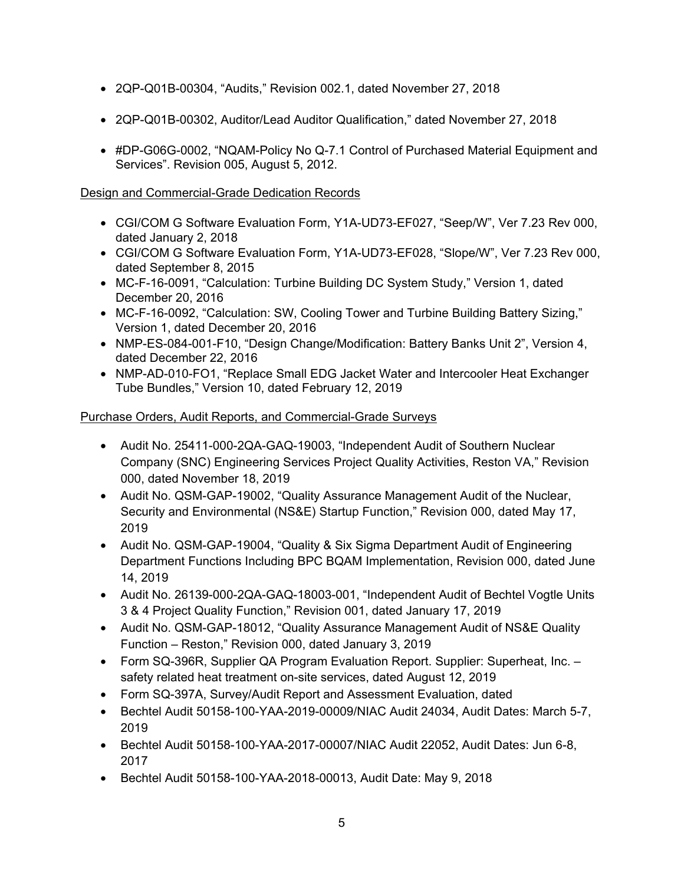- 2QP-Q01B-00304, "Audits," Revision 002.1, dated November 27, 2018

- 2QP-Q01B-00302, Auditor/Lead Auditor Qualification," dated November 27, 2018

- #DP-G06G-0002, "NQAM-Policy No Q-7.1 Control of Purchased Material Equipment and Services". Revision 005, August 5, 2012.

Design and Commercial-Grade Dedication Records

- CGI/COM G Software Evaluation Form, Y1A-UD73-EF027, "Seep/W", Ver 7.23 Rev 000, dated January 2, 2018
- CGI/COM G Software Evaluation Form, Y1A-UD73-EF028, "Slope/W", Ver 7.23 Rev 000, dated September 8, 2015
- MC-F-16-0091, "Calculation: Turbine Building DC System Study," Version 1, dated December 20, 2016
- MC-F-16-0092, "Calculation: SW, Cooling Tower and Turbine Building Battery Sizing," Version 1, dated December 20, 2016
- NMP-ES-084-001-F10, "Design Change/Modification: Battery Banks Unit 2", Version 4, dated December 22, 2016
- NMP-AD-010-FO1, "Replace Small EDG Jacket Water and Intercooler Heat Exchanger Tube Bundles," Version 10, dated February 12, 2019

Purchase Orders, Audit Reports, and Commercial-Grade Surveys

- Audit No. 25411-000-2QA-GAQ-19003, "Independent Audit of Southern Nuclear Company (SNC) Engineering Services Project Quality Activities, Reston VA," Revision 000, dated November 18, 2019
- Audit No. QSM-GAP-19002, "Quality Assurance Management Audit of the Nuclear, Security and Environmental (NS&E) Startup Function," Revision 000, dated May 17, 2019
- Audit No. QSM-GAP-19004, "Quality & Six Sigma Department Audit of Engineering Department Functions Including BPC BQAM Implementation, Revision 000, dated June 14, 2019
- Audit No. 26139-000-2QA-GAQ-18003-001, "Independent Audit of Bechtel Vogtle Units 3 & 4 Project Quality Function," Revision 001, dated January 17, 2019
- Audit No. QSM-GAP-18012, "Quality Assurance Management Audit of NS&E Quality Function – Reston," Revision 000, dated January 3, 2019
- Form SQ-396R, Supplier QA Program Evaluation Report. Supplier: Superheat, Inc. – safety related heat treatment on-site services, dated August 12, 2019
- Form SQ-397A, Survey/Audit Report and Assessment Evaluation, dated
- Bechtel Audit 50158-100-YAA-2019-00009/NIAC Audit 24034, Audit Dates: March 5-7, 2019
- Bechtel Audit 50158-100-YAA-2017-00007/NIAC Audit 22052, Audit Dates: Jun 6-8, 2017
- Bechtel Audit 50158-100-YAA-2018-00013, Audit Date: May 9, 2018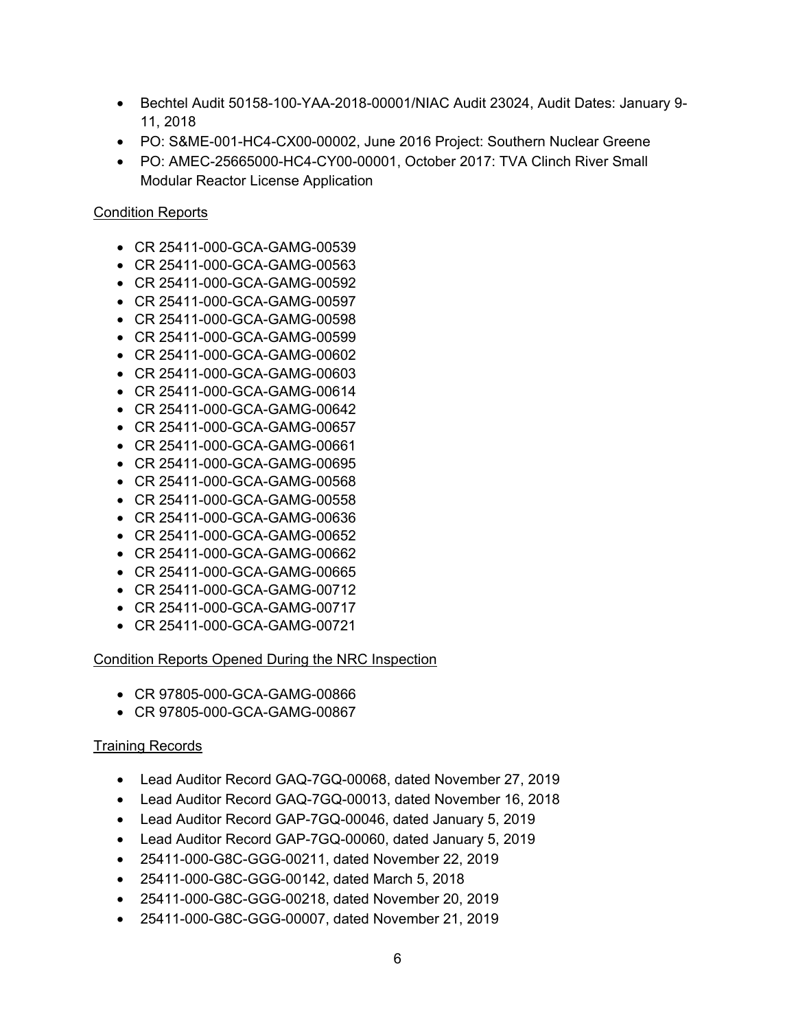- Bechtel Audit 50158-100-YAA-2018-00001/NIAC Audit 23024, Audit Dates: January 9-11, 2018
- PO: S&ME-001-HC4-CX00-00002, June 2016 Project: Southern Nuclear Greene
- PO: AMEC-25665000-HC4-CY00-00001, October 2017: TVA Clinch River Small Modular Reactor License Application

Condition Reports

- CR 25411-000-GCA-GAMG-00539
- CR 25411-000-GCA-GAMG-00563
- CR 25411-000-GCA-GAMG-00592
- CR 25411-000-GCA-GAMG-00597
- CR 25411-000-GCA-GAMG-00598
- CR 25411-000-GCA-GAMG-00599
- CR 25411-000-GCA-GAMG-00602
- CR 25411-000-GCA-GAMG-00603
- CR 25411-000-GCA-GAMG-00614
- CR 25411-000-GCA-GAMG-00642
- CR 25411-000-GCA-GAMG-00657
- CR 25411-000-GCA-GAMG-00661
- CR 25411-000-GCA-GAMG-00695
- CR 25411-000-GCA-GAMG-00568
- CR 25411-000-GCA-GAMG-00558
- CR 25411-000-GCA-GAMG-00636
- CR 25411-000-GCA-GAMG-00652
- CR 25411-000-GCA-GAMG-00662
- CR 25411-000-GCA-GAMG-00665
- CR 25411-000-GCA-GAMG-00712
- CR 25411-000-GCA-GAMG-00717
- CR 25411-000-GCA-GAMG-00721

Condition Reports Opened During the NRC Inspection

- CR 97805-000-GCA-GAMG-00866
- CR 97805-000-GCA-GAMG-00867

Training Records

- Lead Auditor Record GAQ-7GQ-00068, dated November 27, 2019
- Lead Auditor Record GAQ-7GQ-00013, dated November 16, 2018
- Lead Auditor Record GAP-7GQ-00046, dated January 5, 2019
- Lead Auditor Record GAP-7GQ-00060, dated January 5, 2019
- 25411-000-G8C-GGG-00211, dated November 22, 2019
- 25411-000-G8C-GGG-00142, dated March 5, 2018
- 25411-000-G8C-GGG-00218, dated November 20, 2019
- 25411-000-G8C-GGG-00007, dated November 21, 2019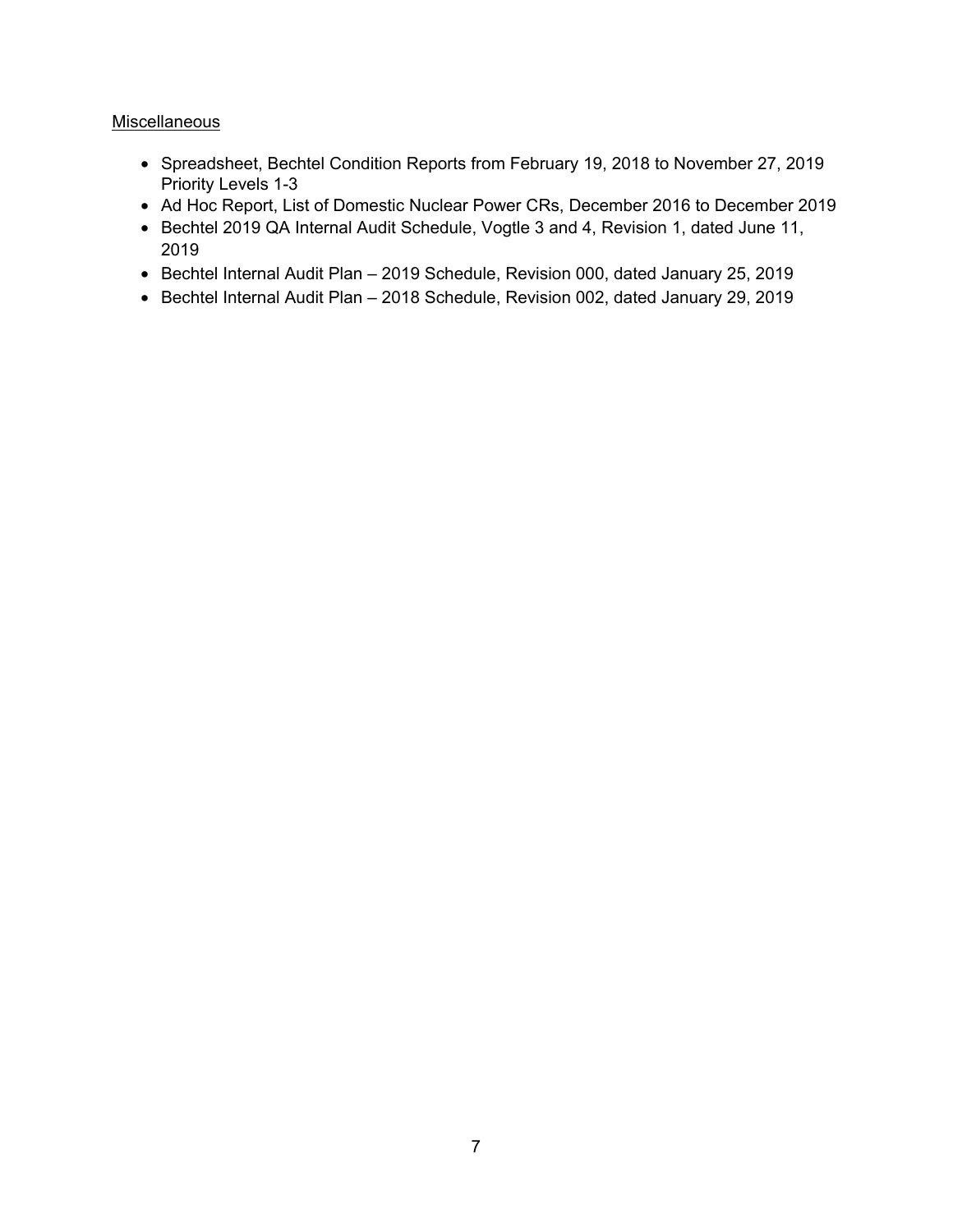Miscellaneous

- Spreadsheet, Bechtel Condition Reports from February 19, 2018 to November 27, 2019 Priority Levels 1-3
- Ad Hoc Report, List of Domestic Nuclear Power CRs, December 2016 to December 2019
- Bechtel 2019 QA Internal Audit Schedule, Vogtle 3 and 4, Revision 1, dated June 11, 2019
- Bechtel Internal Audit Plan – 2019 Schedule, Revision 000, dated January 25, 2019
- Bechtel Internal Audit Plan – 2018 Schedule, Revision 002, dated January 29, 2019